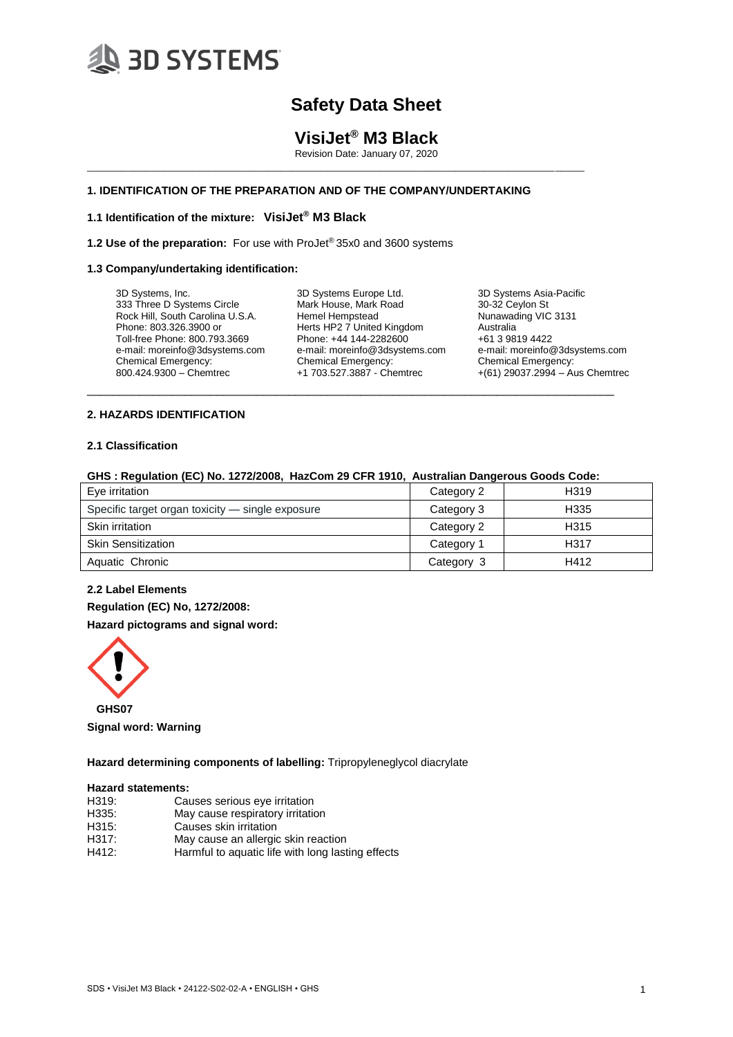3D SYSTEMS

# Safety Data Sheet

## VisiJet® M3 Black

Revision Date: January 07, 2020

### 1. IDENTIFICATION OF THE PREPARATION AND OF THE COMPANY/UNDERTAKING

**1.1 Identification of the mixture:** **VisiJet® M3 Black**

**1.2 Use of the preparation:** For use with ProJet® 35x0 and 3600 systems

**1.3 Company/undertaking identification:**

3D Systems, Inc.
333 Three D Systems Circle
Rock Hill, South Carolina U.S.A.
Phone: 803.326.3900 or
Toll-free Phone: 800.793.3669
e-mail: moreinfo@3dsystems.com
Chemical Emergency:
800.424.9300 – Chemtrec

3D Systems Europe Ltd.
Mark House, Mark Road
Hemel Hempstead
Herts HP2 7 United Kingdom
Phone: +44 144-2282600
e-mail: moreinfo@3dsystems.com
Chemical Emergency:
+1 703.527.3887 - Chemtrec

3D Systems Asia-Pacific
30-32 Ceylon St
Nunawading VIC 3131
Australia
+61 3 9819 4422
e-mail: moreinfo@3dsystems.com
Chemical Emergency:
+(61) 29037.2994 – Aus Chemtrec

### 2. HAZARDS IDENTIFICATION

**2.1 Classification**

**GHS : Regulation (EC) No. 1272/2008, HazCom 29 CFR 1910, Australian Dangerous Goods Code:**

| Eye irritation | Category 2 | H319 |
|---|---|---|
| Specific target organ toxicity — single exposure | Category 3 | H335 |
| Skin irritation | Category 2 | H315 |
| Skin Sensitization | Category 1 | H317 |
| Aquatic Chronic | Category 3 | H412 |

**2.2 Label Elements**

**Regulation (EC) No, 1272/2008:**

**Hazard pictograms and signal word:**

**GHS07**

**Signal word: Warning**

**Hazard determining components of labelling:** Tripropyleneglycol diacrylate

**Hazard statements:**

H319: Causes serious eye irritation
H335: May cause respiratory irritation
H315: Causes skin irritation
H317: May cause an allergic skin reaction
H412: Harmful to aquatic life with long lasting effects

SDS • VisiJet M3 Black • 24122-S02-02-A • ENGLISH • GHS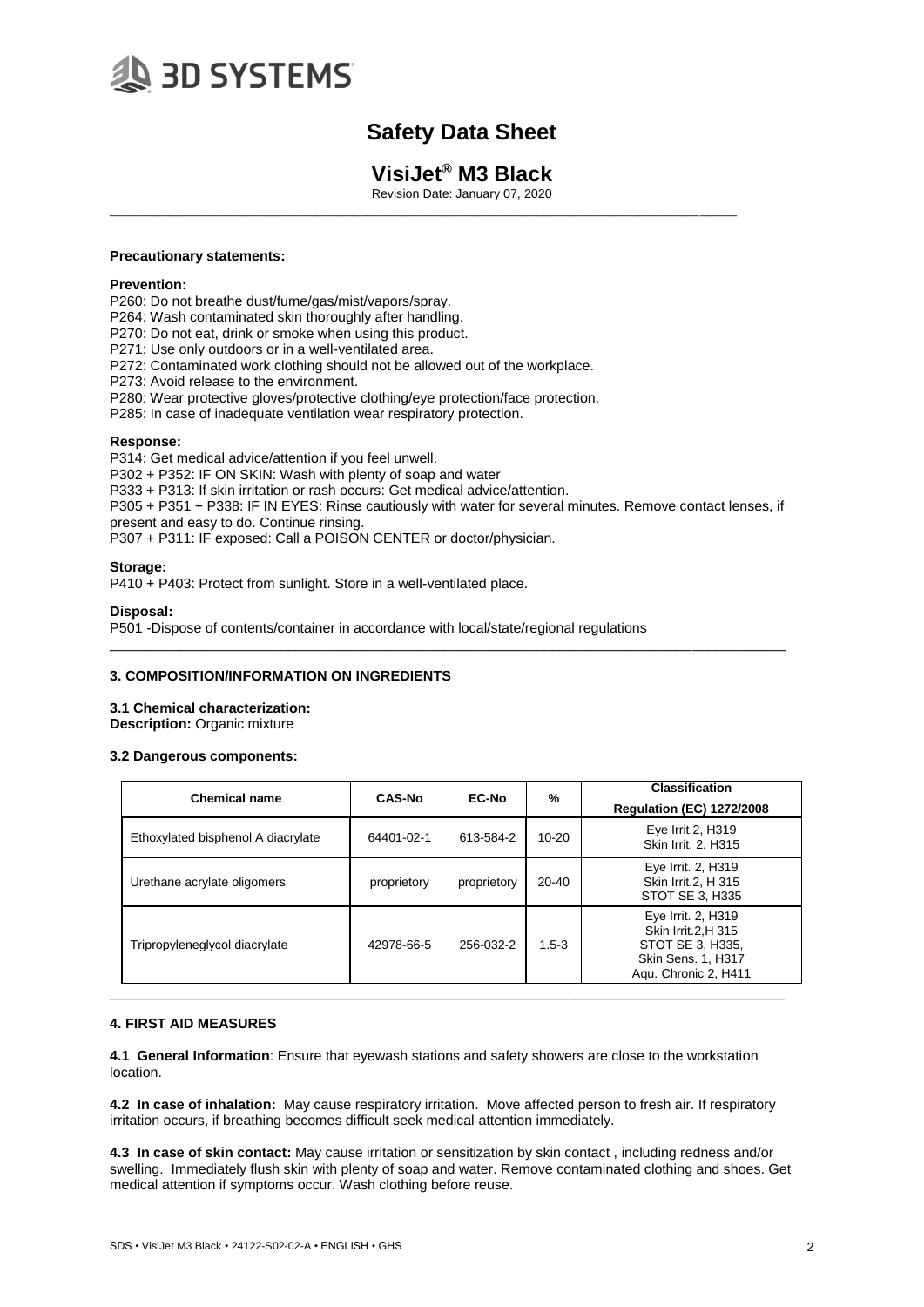**Precautionary statements:**

**Prevention:**

P260: Do not breathe dust/fume/gas/mist/vapors/spray.
P264: Wash contaminated skin thoroughly after handling.
P270: Do not eat, drink or smoke when using this product.
P271: Use only outdoors or in a well-ventilated area.
P272: Contaminated work clothing should not be allowed out of the workplace.
P273: Avoid release to the environment.
P280: Wear protective gloves/protective clothing/eye protection/face protection.
P285: In case of inadequate ventilation wear respiratory protection.

**Response:**

P314: Get medical advice/attention if you feel unwell.
P302 + P352: IF ON SKIN: Wash with plenty of soap and water
P333 + P313: If skin irritation or rash occurs: Get medical advice/attention.
P305 + P351 + P338: IF IN EYES: Rinse cautiously with water for several minutes. Remove contact lenses, if present and easy to do. Continue rinsing.
P307 + P311: IF exposed: Call a POISON CENTER or doctor/physician.

**Storage:**

P410 + P403: Protect from sunlight. Store in a well-ventilated place.

**Disposal:**

P501 -Dispose of contents/container in accordance with local/state/regional regulations

## 3. COMPOSITION/INFORMATION ON INGREDIENTS

**3.1 Chemical characterization:**
**Description:** Organic mixture

**3.2 Dangerous components:**

| Chemical name | CAS-No | EC-No | % | Classification<br>Regulation (EC) 1272/2008 |
|---|---|---|---|---|
| Ethoxylated bisphenol A diacrylate | 64401-02-1 | 613-584-2 | 10-20 | Eye Irrit.2, H319<br>Skin Irrit. 2, H315 |
| Urethane acrylate oligomers | proprietory | proprietory | 20-40 | Eye Irrit. 2, H319<br>Skin Irrit.2, H 315<br>STOT SE 3, H335 |
| Tripropyleneglycol diacrylate | 42978-66-5 | 256-032-2 | 1.5-3 | Eye Irrit. 2, H319<br>Skin Irrit.2,H 315<br>STOT SE 3, H335,<br>Skin Sens. 1, H317<br>Aqu. Chronic 2, H411 |

## 4. FIRST AID MEASURES

**4.1 General Information**: Ensure that eyewash stations and safety showers are close to the workstation location.

**4.2 In case of inhalation:** May cause respiratory irritation. Move affected person to fresh air. If respiratory irritation occurs, if breathing becomes difficult seek medical attention immediately.

**4.3 In case of skin contact:** May cause irritation or sensitization by skin contact , including redness and/or swelling. Immediately flush skin with plenty of soap and water. Remove contaminated clothing and shoes. Get medical attention if symptoms occur. Wash clothing before reuse.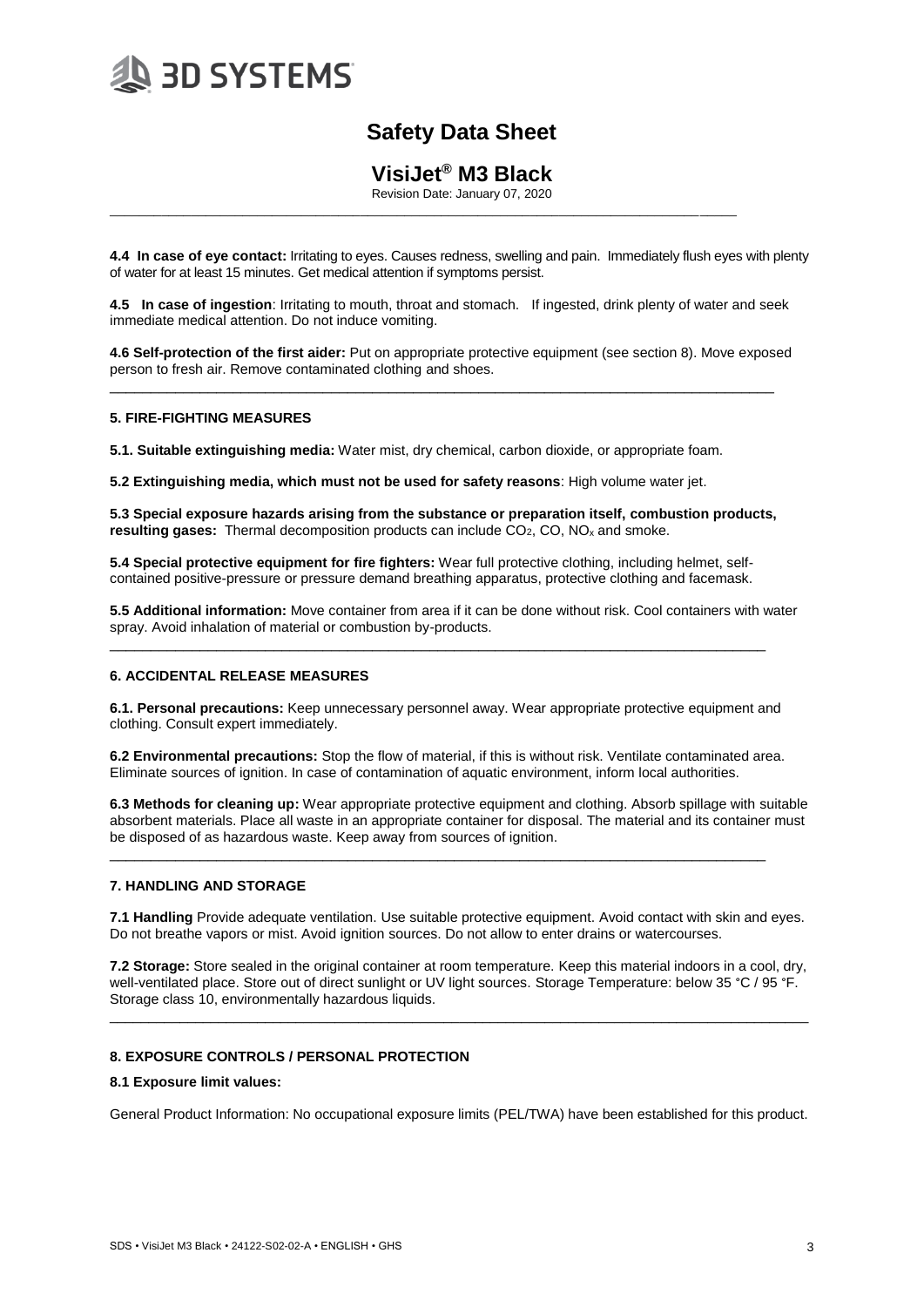**4.4 In case of eye contact:** Irritating to eyes. Causes redness, swelling and pain. Immediately flush eyes with plenty of water for at least 15 minutes. Get medical attention if symptoms persist.

**4.5 In case of ingestion**: Irritating to mouth, throat and stomach. If ingested, drink plenty of water and seek immediate medical attention. Do not induce vomiting.

**4.6 Self-protection of the first aider:** Put on appropriate protective equipment (see section 8). Move exposed person to fresh air. Remove contaminated clothing and shoes.

## 5. FIRE-FIGHTING MEASURES

**5.1. Suitable extinguishing media:** Water mist, dry chemical, carbon dioxide, or appropriate foam.

**5.2 Extinguishing media, which must not be used for safety reasons**: High volume water jet.

**5.3 Special exposure hazards arising from the substance or preparation itself, combustion products, resulting gases:** Thermal decomposition products can include $CO_2$, CO, $NO_x$ and smoke.

**5.4 Special protective equipment for fire fighters:** Wear full protective clothing, including helmet, self-contained positive-pressure or pressure demand breathing apparatus, protective clothing and facemask.

**5.5 Additional information:** Move container from area if it can be done without risk. Cool containers with water spray. Avoid inhalation of material or combustion by-products.

## 6. ACCIDENTAL RELEASE MEASURES

**6.1. Personal precautions:** Keep unnecessary personnel away. Wear appropriate protective equipment and clothing. Consult expert immediately.

**6.2 Environmental precautions:** Stop the flow of material, if this is without risk. Ventilate contaminated area. Eliminate sources of ignition. In case of contamination of aquatic environment, inform local authorities.

**6.3 Methods for cleaning up:** Wear appropriate protective equipment and clothing. Absorb spillage with suitable absorbent materials. Place all waste in an appropriate container for disposal. The material and its container must be disposed of as hazardous waste. Keep away from sources of ignition.

## 7. HANDLING AND STORAGE

**7.1 Handling** Provide adequate ventilation. Use suitable protective equipment. Avoid contact with skin and eyes. Do not breathe vapors or mist. Avoid ignition sources. Do not allow to enter drains or watercourses.

**7.2 Storage:** Store sealed in the original container at room temperature. Keep this material indoors in a cool, dry, well-ventilated place. Store out of direct sunlight or UV light sources. Storage Temperature: below 35 °C / 95 °F. Storage class 10, environmentally hazardous liquids.

## 8. EXPOSURE CONTROLS / PERSONAL PROTECTION

**8.1 Exposure limit values:**

General Product Information: No occupational exposure limits (PEL/TWA) have been established for this product.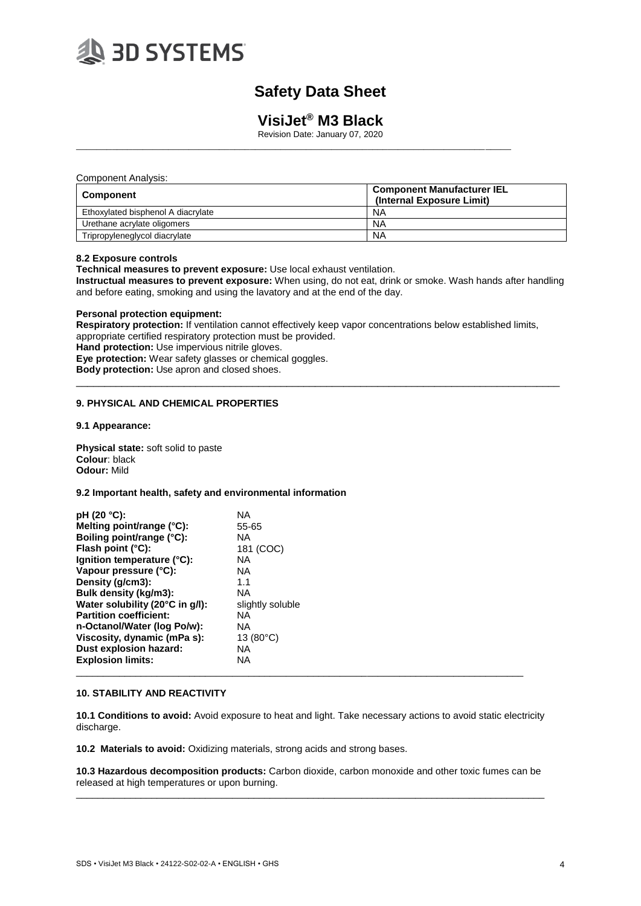Component Analysis:

| Component | Component Manufacturer IEL (Internal Exposure Limit) |
|---|---|
| Ethoxylated bisphenol A diacrylate | NA |
| Urethane acrylate oligomers | NA |
| Tripropyleneglycol diacrylate | NA |

**8.2 Exposure controls**

**Technical measures to prevent exposure:** Use local exhaust ventilation.
**Instructual measures to prevent exposure:** When using, do not eat, drink or smoke. Wash hands after handling and before eating, smoking and using the lavatory and at the end of the day.

**Personal protection equipment:**
**Respiratory protection:** If ventilation cannot effectively keep vapor concentrations below established limits, appropriate certified respiratory protection must be provided.
**Hand protection:** Use impervious nitrile gloves.
**Eye protection:** Wear safety glasses or chemical goggles.
**Body protection:** Use apron and closed shoes.

## 9. PHYSICAL AND CHEMICAL PROPERTIES

**9.1 Appearance:**

**Physical state:** soft solid to paste
**Colour**: black
**Odour:** Mild

**9.2 Important health, safety and environmental information**

| | |
|---|---|
| **pH (20 °C):** | NA |
| **Melting point/range (°C):** | 55-65 |
| **Boiling point/range (°C):** | NA |
| **Flash point (°C):** | 181 (COC) |
| **Ignition temperature (°C):** | NA |
| **Vapour pressure (°C):** | NA |
| **Density (g/cm3):** | 1.1 |
| **Bulk density (kg/m3):** | NA |
| **Water solubility (20°C in g/l):** | slightly soluble |
| **Partition coefficient:** | NA |
| **n-Octanol/Water (log Po/w):** | NA |
| **Viscosity, dynamic (mPa s):** | 13 (80°C) |
| **Dust explosion hazard:** | NA |
| **Explosion limits:** | NA |

## 10. STABILITY AND REACTIVITY

**10.1 Conditions to avoid:** Avoid exposure to heat and light. Take necessary actions to avoid static electricity discharge.

**10.2 Materials to avoid:** Oxidizing materials, strong acids and strong bases.

**10.3 Hazardous decomposition products:** Carbon dioxide, carbon monoxide and other toxic fumes can be released at high temperatures or upon burning.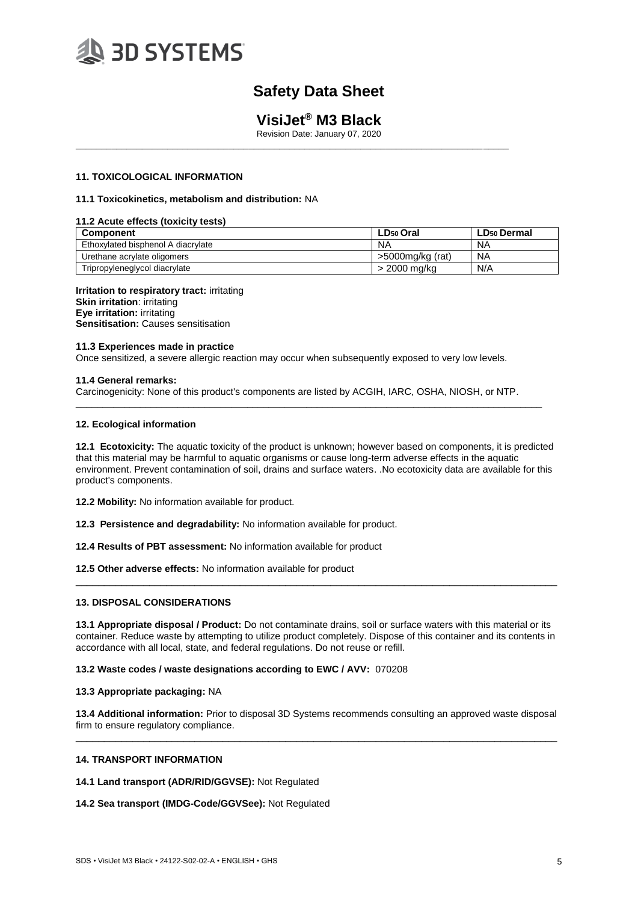## 11. TOXICOLOGICAL INFORMATION

**11.1 Toxicokinetics, metabolism and distribution:** NA

**11.2 Acute effects (toxicity tests)**

| Component | $LD_{50}$ Oral | $LD_{50}$ Dermal |
|---|---|---|
| Ethoxylated bisphenol A diacrylate | NA | NA |
| Urethane acrylate oligomers | >5000mg/kg (rat) | NA |
| Tripropyleneglycol diacrylate | > 2000 mg/kg | N/A |

**Irritation to respiratory tract:** irritating
**Skin irritation**: irritating
**Eye irritation:** irritating
**Sensitisation:** Causes sensitisation

**11.3 Experiences made in practice**

Once sensitized, a severe allergic reaction may occur when subsequently exposed to very low levels.

**11.4 General remarks:**

Carcinogenicity: None of this product's components are listed by ACGIH, IARC, OSHA, NIOSH, or NTP.

## 12. Ecological information

**12.1 Ecotoxicity:** The aquatic toxicity of the product is unknown; however based on components, it is predicted that this material may be harmful to aquatic organisms or cause long-term adverse effects in the aquatic environment. Prevent contamination of soil, drains and surface waters. .No ecotoxicity data are available for this product's components.

**12.2 Mobility:** No information available for product.

**12.3 Persistence and degradability:** No information available for product.

**12.4 Results of PBT assessment:** No information available for product

**12.5 Other adverse effects:** No information available for product

## 13. DISPOSAL CONSIDERATIONS

**13.1 Appropriate disposal / Product:** Do not contaminate drains, soil or surface waters with this material or its container. Reduce waste by attempting to utilize product completely. Dispose of this container and its contents in accordance with all local, state, and federal regulations. Do not reuse or refill.

**13.2 Waste codes / waste designations according to EWC / AVV:** 070208

**13.3 Appropriate packaging:** NA

**13.4 Additional information:** Prior to disposal 3D Systems recommends consulting an approved waste disposal firm to ensure regulatory compliance.

## 14. TRANSPORT INFORMATION

**14.1 Land transport (ADR/RID/GGVSE):** Not Regulated

**14.2 Sea transport (IMDG-Code/GGVSee):** Not Regulated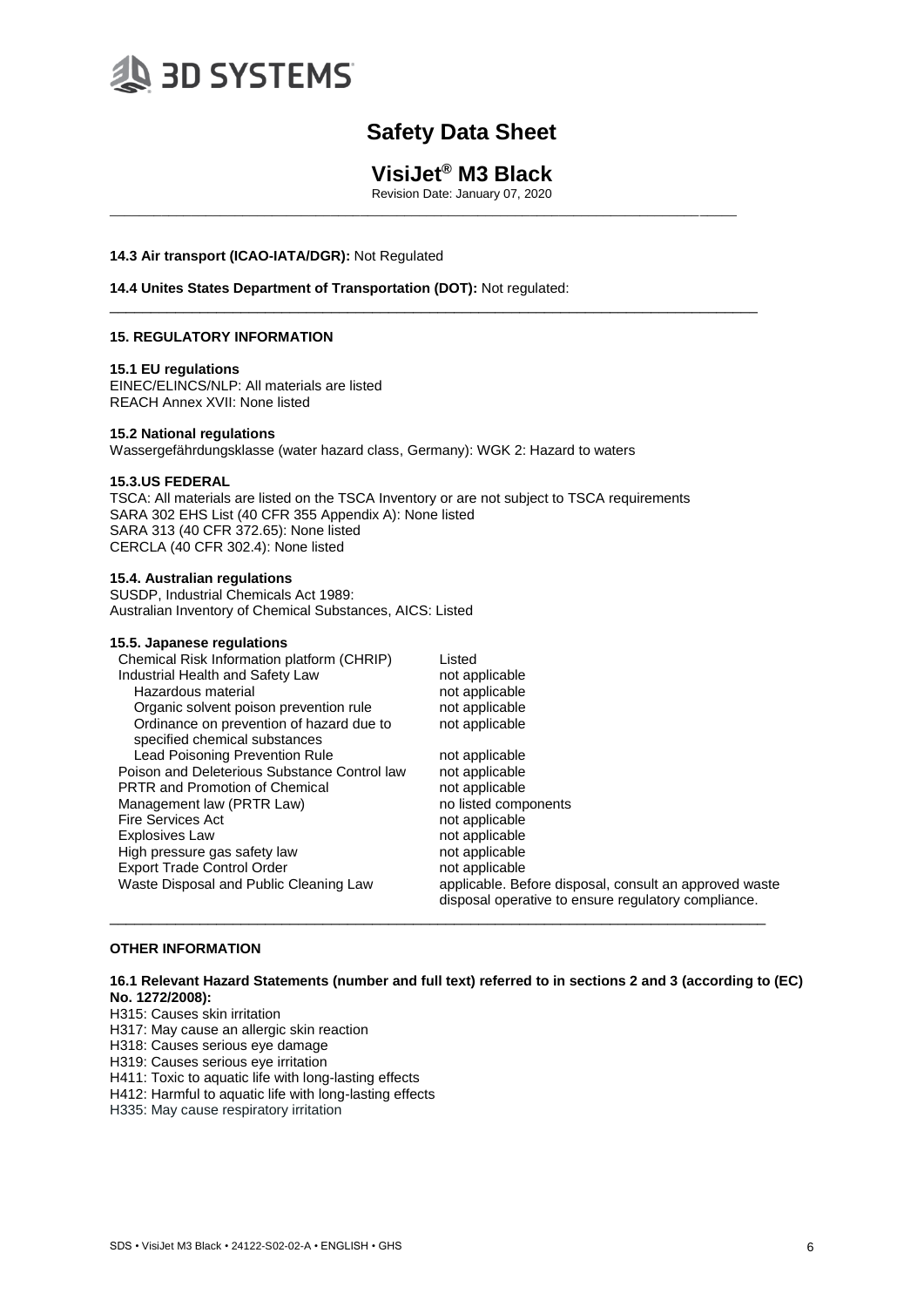**14.3 Air transport (ICAO-IATA/DGR):** Not Regulated

**14.4 Unites States Department of Transportation (DOT):** Not regulated:

## 15. REGULATORY INFORMATION

**15.1 EU regulations**

EINEC/ELINCS/NLP: All materials are listed
REACH Annex XVII: None listed

**15.2 National regulations**

Wassergefährdungsklasse (water hazard class, Germany): WGK 2: Hazard to waters

**15.3.US FEDERAL**

TSCA: All materials are listed on the TSCA Inventory or are not subject to TSCA requirements
SARA 302 EHS List (40 CFR 355 Appendix A): None listed
SARA 313 (40 CFR 372.65): None listed
CERCLA (40 CFR 302.4): None listed

**15.4. Australian regulations**

SUSDP, Industrial Chemicals Act 1989:
Australian Inventory of Chemical Substances, AICS: Listed

**15.5. Japanese regulations**

| | |
|---|---|
| Chemical Risk Information platform (CHRIP) | Listed |
| Industrial Health and Safety Law | not applicable |
| Hazardous material | not applicable |
| Organic solvent poison prevention rule | not applicable |
| Ordinance on prevention of hazard due to specified chemical substances | not applicable |
| Lead Poisoning Prevention Rule | not applicable |
| Poison and Deleterious Substance Control law | not applicable |
| PRTR and Promotion of Chemical | not applicable |
| Management law (PRTR Law) | no listed components |
| Fire Services Act | not applicable |
| Explosives Law | not applicable |
| High pressure gas safety law | not applicable |
| Export Trade Control Order | not applicable |
| Waste Disposal and Public Cleaning Law | applicable. Before disposal, consult an approved waste disposal operative to ensure regulatory compliance. |

## OTHER INFORMATION

**16.1 Relevant Hazard Statements (number and full text) referred to in sections 2 and 3 (according to (EC) No. 1272/2008):**

H315: Causes skin irritation
H317: May cause an allergic skin reaction
H318: Causes serious eye damage
H319: Causes serious eye irritation
H411: Toxic to aquatic life with long-lasting effects
H412: Harmful to aquatic life with long-lasting effects
H335: May cause respiratory irritation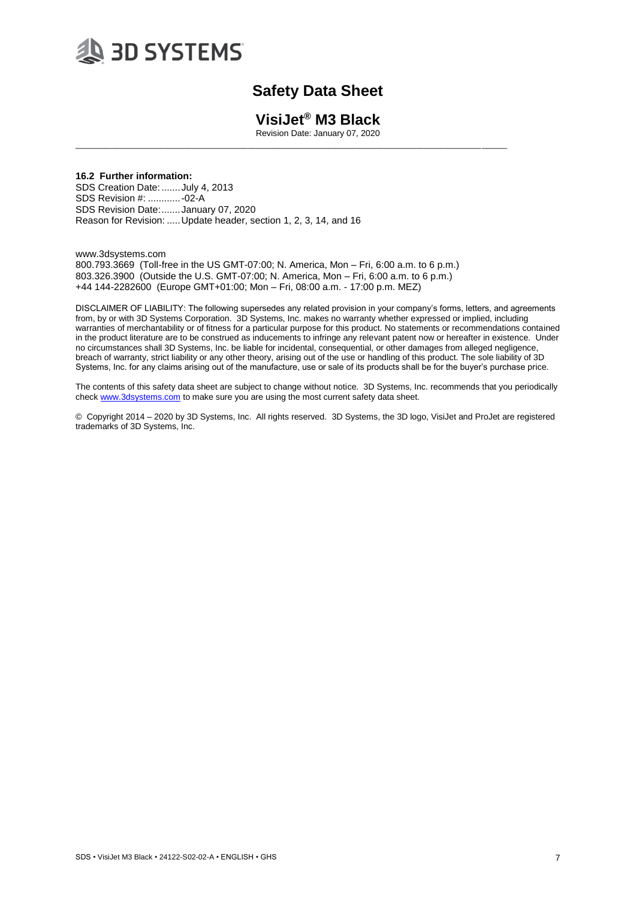**16.2 Further information:**

SDS Creation Date: ....... July 4, 2013
SDS Revision #: ............ -02-A
SDS Revision Date: ....... January 07, 2020
Reason for Revision: ..... Update header, section 1, 2, 3, 14, and 16

www.3dsystems.com
800.793.3669 (Toll-free in the US GMT-07:00; N. America, Mon – Fri, 6:00 a.m. to 6 p.m.)
803.326.3900 (Outside the U.S. GMT-07:00; N. America, Mon – Fri, 6:00 a.m. to 6 p.m.)
+44 144-2282600 (Europe GMT+01:00; Mon – Fri, 08:00 a.m. - 17:00 p.m. MEZ)

DISCLAIMER OF LIABILITY: The following supersedes any related provision in your company's forms, letters, and agreements from, by or with 3D Systems Corporation. 3D Systems, Inc. makes no warranty whether expressed or implied, including warranties of merchantability or of fitness for a particular purpose for this product. No statements or recommendations contained in the product literature are to be construed as inducements to infringe any relevant patent now or hereafter in existence. Under no circumstances shall 3D Systems, Inc. be liable for incidental, consequential, or other damages from alleged negligence, breach of warranty, strict liability or any other theory, arising out of the use or handling of this product. The sole liability of 3D Systems, Inc. for any claims arising out of the manufacture, use or sale of its products shall be for the buyer's purchase price.

The contents of this safety data sheet are subject to change without notice. 3D Systems, Inc. recommends that you periodically check www.3dsystems.com to make sure you are using the most current safety data sheet.

© Copyright 2014 – 2020 by 3D Systems, Inc. All rights reserved. 3D Systems, the 3D logo, VisiJet and ProJet are registered trademarks of 3D Systems, Inc.